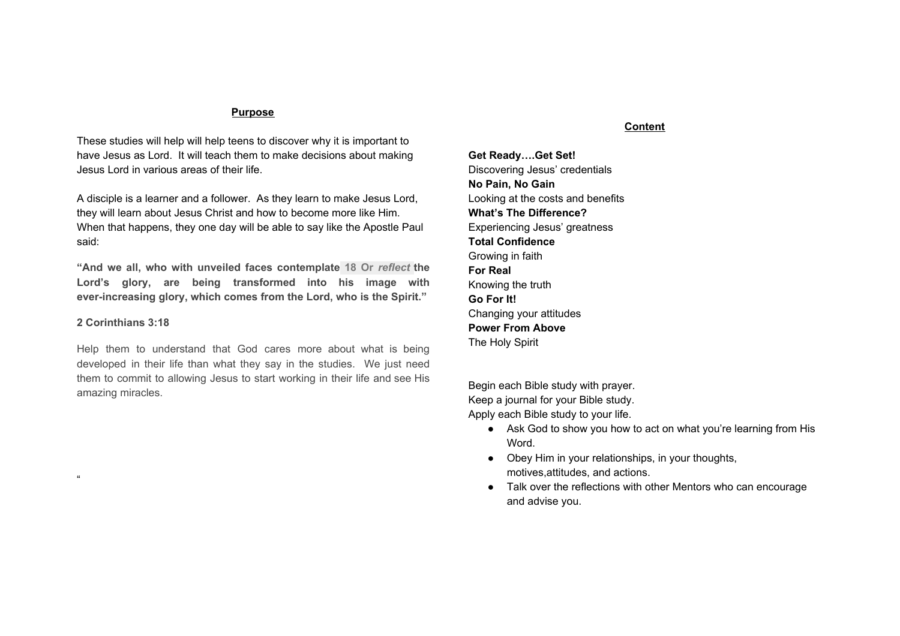## Purpose

These studies will help will help teens to discover why it is important to have Jesus as Lord. It will teach them to make decisions about making Jesus Lord in various areas of their life.

A disciple is a learner and a follower. As they learn to make Jesus Lord, they will learn about Jesus Christ and how to become more like Him. When that happens, they one day will be able to say like the Apostle Paul said:

**"And we all, who with unveiled faces contemplate 18 Or *reflect* the Lord's glory, are being transformed into his image with ever-increasing glory, which comes from the Lord, who is the Spirit."**

**2 Corinthians 3:18**

Help them to understand that God cares more about what is being developed in their life than what they say in the studies. We just need them to commit to allowing Jesus to start working in their life and see His amazing miracles.

"

## Content

**Get Ready….Get Set!**
Discovering Jesus' credentials
**No Pain, No Gain**
Looking at the costs and benefits
**What's The Difference?**
Experiencing Jesus' greatness
**Total Confidence**
Growing in faith
**For Real**
Knowing the truth
**Go For It!**
Changing your attitudes
**Power From Above**
The Holy Spirit

Begin each Bible study with prayer.
Keep a journal for your Bible study.
Apply each Bible study to your life.

- Ask God to show you how to act on what you're learning from His Word.
- Obey Him in your relationships, in your thoughts, motives,attitudes, and actions.
- Talk over the reflections with other Mentors who can encourage and advise you.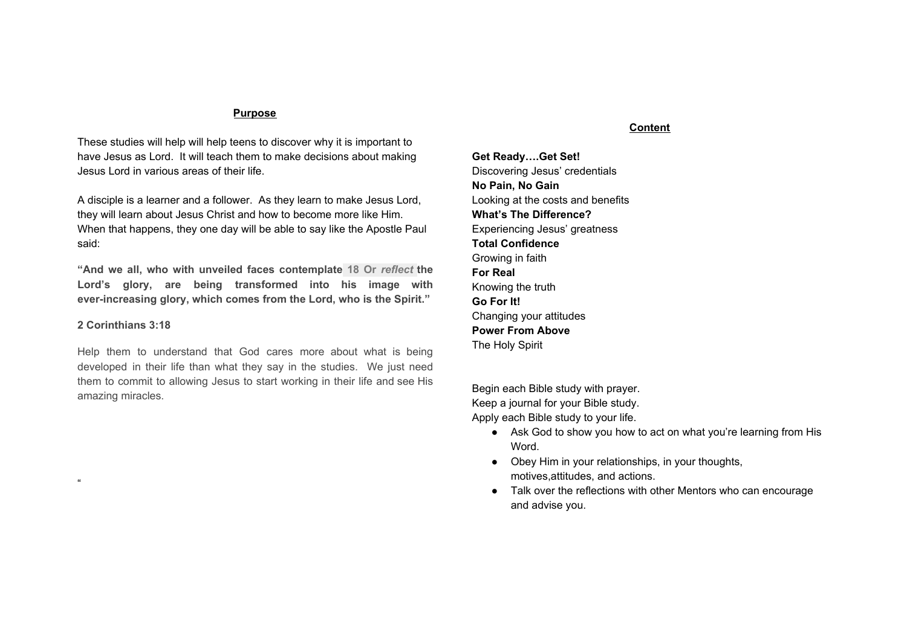## Purpose

These studies will help will help teens to discover why it is important to have Jesus as Lord. It will teach them to make decisions about making Jesus Lord in various areas of their life.

A disciple is a learner and a follower. As they learn to make Jesus Lord, they will learn about Jesus Christ and how to become more like Him. When that happens, they one day will be able to say like the Apostle Paul said:

**"And we all, who with unveiled faces contemplate 18 Or *reflect* the Lord's glory, are being transformed into his image with ever-increasing glory, which comes from the Lord, who is the Spirit."**

**2 Corinthians 3:18**

Help them to understand that God cares more about what is being developed in their life than what they say in the studies. We just need them to commit to allowing Jesus to start working in their life and see His amazing miracles.

"

## Content

**Get Ready….Get Set!**
Discovering Jesus' credentials
**No Pain, No Gain**
Looking at the costs and benefits
**What's The Difference?**
Experiencing Jesus' greatness
**Total Confidence**
Growing in faith
**For Real**
Knowing the truth
**Go For It!**
Changing your attitudes
**Power From Above**
The Holy Spirit

Begin each Bible study with prayer.
Keep a journal for your Bible study.
Apply each Bible study to your life.

- Ask God to show you how to act on what you're learning from His Word.
- Obey Him in your relationships, in your thoughts, motives,attitudes, and actions.
- Talk over the reflections with other Mentors who can encourage and advise you.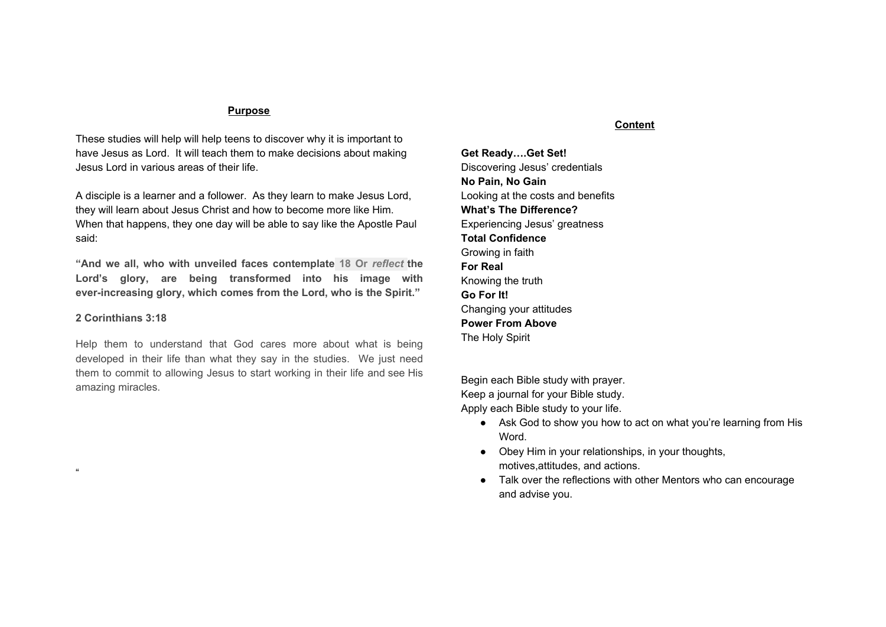## Purpose

These studies will help will help teens to discover why it is important to have Jesus as Lord. It will teach them to make decisions about making Jesus Lord in various areas of their life.

A disciple is a learner and a follower. As they learn to make Jesus Lord, they will learn about Jesus Christ and how to become more like Him. When that happens, they one day will be able to say like the Apostle Paul said:

**"And we all, who with unveiled faces contemplate 18 Or *reflect* the Lord's glory, are being transformed into his image with ever-increasing glory, which comes from the Lord, who is the Spirit."**

**2 Corinthians 3:18**

Help them to understand that God cares more about what is being developed in their life than what they say in the studies. We just need them to commit to allowing Jesus to start working in their life and see His amazing miracles.

"

## Content

**Get Ready….Get Set!**
Discovering Jesus' credentials
**No Pain, No Gain**
Looking at the costs and benefits
**What's The Difference?**
Experiencing Jesus' greatness
**Total Confidence**
Growing in faith
**For Real**
Knowing the truth
**Go For It!**
Changing your attitudes
**Power From Above**
The Holy Spirit

Begin each Bible study with prayer.
Keep a journal for your Bible study.
Apply each Bible study to your life.

- Ask God to show you how to act on what you're learning from His Word.
- Obey Him in your relationships, in your thoughts, motives,attitudes, and actions.
- Talk over the reflections with other Mentors who can encourage and advise you.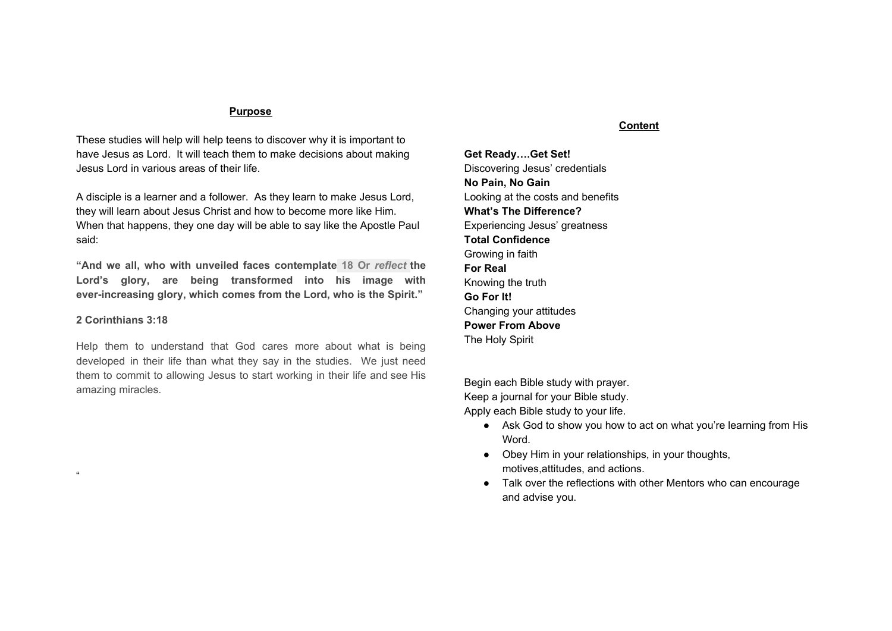## Purpose

These studies will help will help teens to discover why it is important to have Jesus as Lord. It will teach them to make decisions about making Jesus Lord in various areas of their life.

A disciple is a learner and a follower. As they learn to make Jesus Lord, they will learn about Jesus Christ and how to become more like Him. When that happens, they one day will be able to say like the Apostle Paul said:

**"And we all, who with unveiled faces contemplate 18 Or *reflect* the Lord's glory, are being transformed into his image with ever-increasing glory, which comes from the Lord, who is the Spirit."**

**2 Corinthians 3:18**

Help them to understand that God cares more about what is being developed in their life than what they say in the studies. We just need them to commit to allowing Jesus to start working in their life and see His amazing miracles.

"

## Content

**Get Ready….Get Set!**
Discovering Jesus' credentials
**No Pain, No Gain**
Looking at the costs and benefits
**What's The Difference?**
Experiencing Jesus' greatness
**Total Confidence**
Growing in faith
**For Real**
Knowing the truth
**Go For It!**
Changing your attitudes
**Power From Above**
The Holy Spirit

Begin each Bible study with prayer.
Keep a journal for your Bible study.
Apply each Bible study to your life.

- Ask God to show you how to act on what you're learning from His Word.
- Obey Him in your relationships, in your thoughts, motives,attitudes, and actions.
- Talk over the reflections with other Mentors who can encourage and advise you.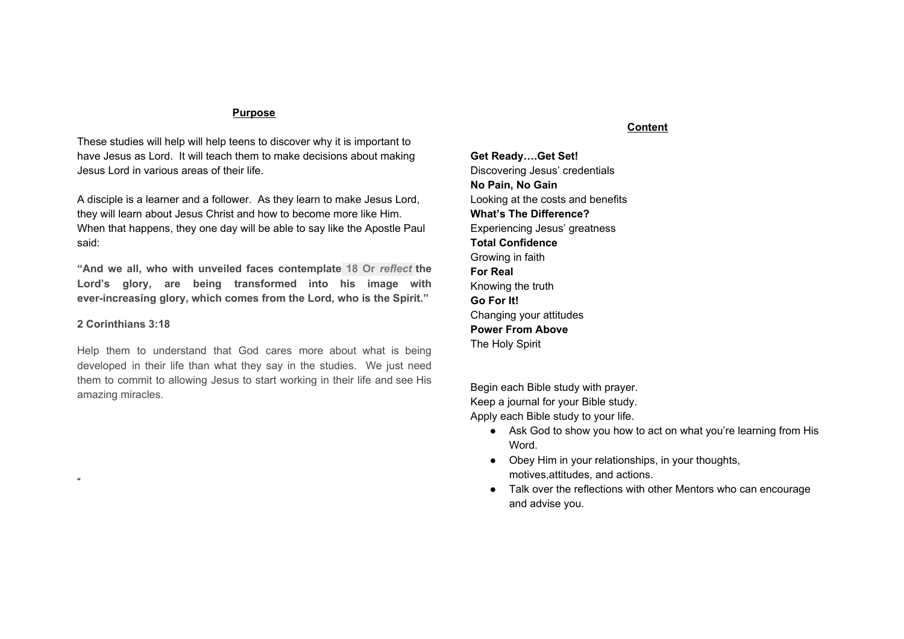## Purpose

These studies will help will help teens to discover why it is important to have Jesus as Lord. It will teach them to make decisions about making Jesus Lord in various areas of their life.

A disciple is a learner and a follower. As they learn to make Jesus Lord, they will learn about Jesus Christ and how to become more like Him. When that happens, they one day will be able to say like the Apostle Paul said:

**"And we all, who with unveiled faces contemplate 18 Or *reflect* the Lord's glory, are being transformed into his image with ever-increasing glory, which comes from the Lord, who is the Spirit."**

**2 Corinthians 3:18**

Help them to understand that God cares more about what is being developed in their life than what they say in the studies. We just need them to commit to allowing Jesus to start working in their life and see His amazing miracles.

"

## Content

**Get Ready….Get Set!**
Discovering Jesus' credentials
**No Pain, No Gain**
Looking at the costs and benefits
**What's The Difference?**
Experiencing Jesus' greatness
**Total Confidence**
Growing in faith
**For Real**
Knowing the truth
**Go For It!**
Changing your attitudes
**Power From Above**
The Holy Spirit

Begin each Bible study with prayer.
Keep a journal for your Bible study.
Apply each Bible study to your life.

- Ask God to show you how to act on what you're learning from His Word.
- Obey Him in your relationships, in your thoughts, motives,attitudes, and actions.
- Talk over the reflections with other Mentors who can encourage and advise you.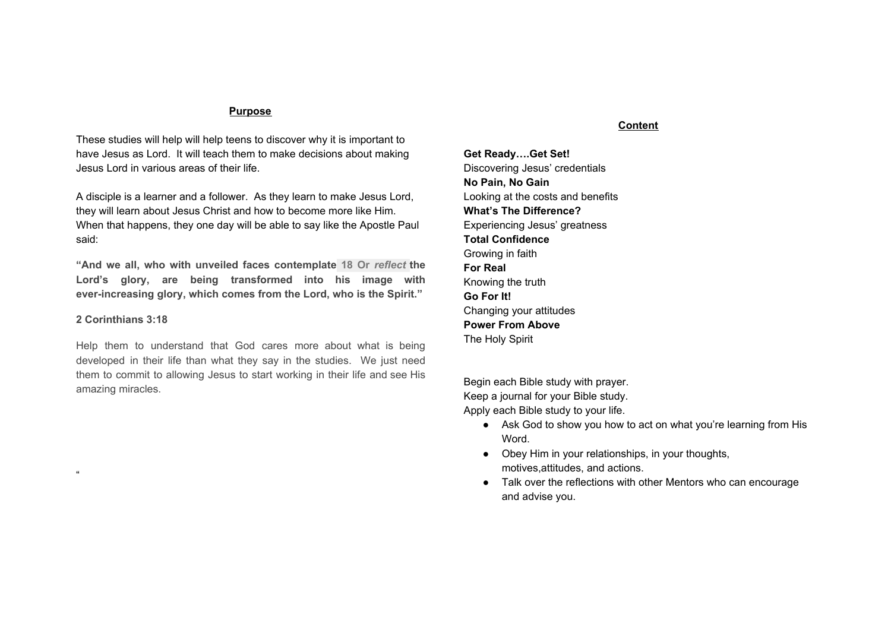## Purpose

These studies will help will help teens to discover why it is important to have Jesus as Lord. It will teach them to make decisions about making Jesus Lord in various areas of their life.

A disciple is a learner and a follower. As they learn to make Jesus Lord, they will learn about Jesus Christ and how to become more like Him. When that happens, they one day will be able to say like the Apostle Paul said:

**"And we all, who with unveiled faces contemplate 18 Or *reflect* the Lord's glory, are being transformed into his image with ever-increasing glory, which comes from the Lord, who is the Spirit."**

**2 Corinthians 3:18**

Help them to understand that God cares more about what is being developed in their life than what they say in the studies. We just need them to commit to allowing Jesus to start working in their life and see His amazing miracles.

"

## Content

**Get Ready….Get Set!**
Discovering Jesus' credentials
**No Pain, No Gain**
Looking at the costs and benefits
**What's The Difference?**
Experiencing Jesus' greatness
**Total Confidence**
Growing in faith
**For Real**
Knowing the truth
**Go For It!**
Changing your attitudes
**Power From Above**
The Holy Spirit

Begin each Bible study with prayer.
Keep a journal for your Bible study.
Apply each Bible study to your life.

- Ask God to show you how to act on what you're learning from His Word.
- Obey Him in your relationships, in your thoughts, motives,attitudes, and actions.
- Talk over the reflections with other Mentors who can encourage and advise you.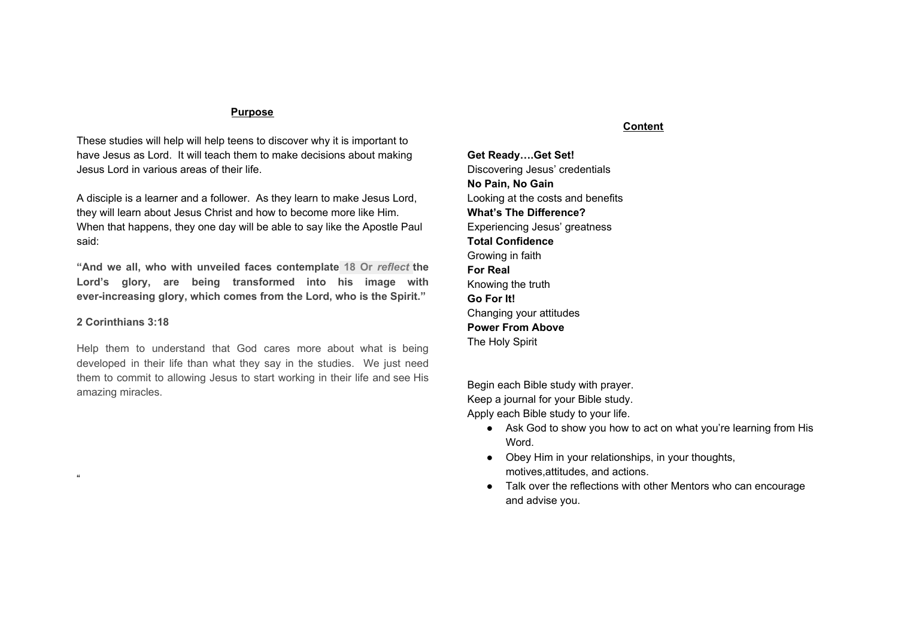## Purpose

These studies will help will help teens to discover why it is important to have Jesus as Lord. It will teach them to make decisions about making Jesus Lord in various areas of their life.

A disciple is a learner and a follower. As they learn to make Jesus Lord, they will learn about Jesus Christ and how to become more like Him. When that happens, they one day will be able to say like the Apostle Paul said:

**"And we all, who with unveiled faces contemplate 18 Or *reflect* the Lord's glory, are being transformed into his image with ever-increasing glory, which comes from the Lord, who is the Spirit."**

**2 Corinthians 3:18**

Help them to understand that God cares more about what is being developed in their life than what they say in the studies. We just need them to commit to allowing Jesus to start working in their life and see His amazing miracles.

"

## Content

**Get Ready….Get Set!**
Discovering Jesus' credentials
**No Pain, No Gain**
Looking at the costs and benefits
**What's The Difference?**
Experiencing Jesus' greatness
**Total Confidence**
Growing in faith
**For Real**
Knowing the truth
**Go For It!**
Changing your attitudes
**Power From Above**
The Holy Spirit

Begin each Bible study with prayer.
Keep a journal for your Bible study.
Apply each Bible study to your life.

- Ask God to show you how to act on what you're learning from His Word.
- Obey Him in your relationships, in your thoughts, motives,attitudes, and actions.
- Talk over the reflections with other Mentors who can encourage and advise you.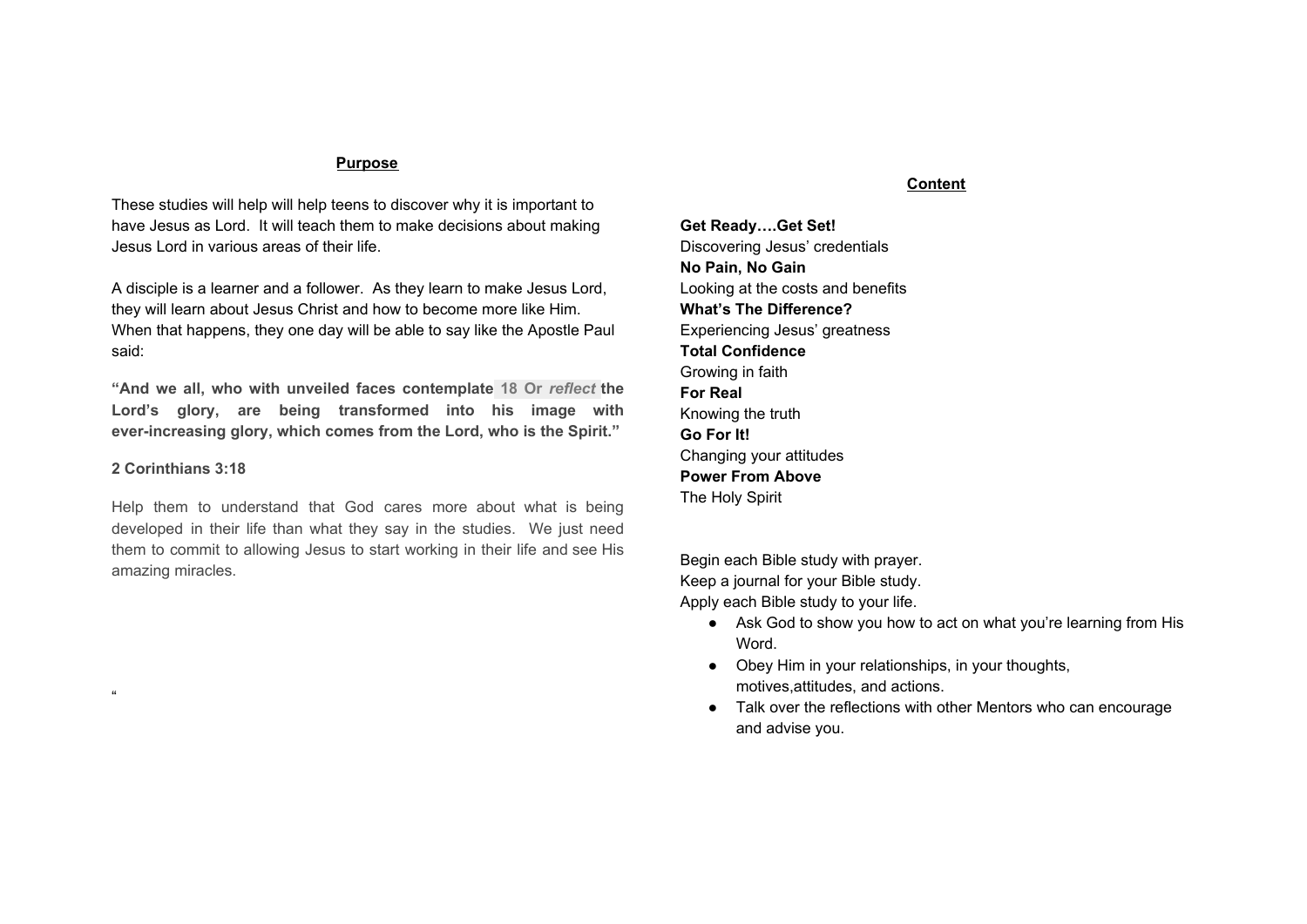## Purpose

These studies will help will help teens to discover why it is important to have Jesus as Lord. It will teach them to make decisions about making Jesus Lord in various areas of their life.

A disciple is a learner and a follower. As they learn to make Jesus Lord, they will learn about Jesus Christ and how to become more like Him. When that happens, they one day will be able to say like the Apostle Paul said:

**"And we all, who with unveiled faces contemplate 18 Or *reflect* the Lord's glory, are being transformed into his image with ever-increasing glory, which comes from the Lord, who is the Spirit."**

**2 Corinthians 3:18**

Help them to understand that God cares more about what is being developed in their life than what they say in the studies. We just need them to commit to allowing Jesus to start working in their life and see His amazing miracles.

"

## Content

**Get Ready….Get Set!**
Discovering Jesus' credentials
**No Pain, No Gain**
Looking at the costs and benefits
**What's The Difference?**
Experiencing Jesus' greatness
**Total Confidence**
Growing in faith
**For Real**
Knowing the truth
**Go For It!**
Changing your attitudes
**Power From Above**
The Holy Spirit

Begin each Bible study with prayer.
Keep a journal for your Bible study.
Apply each Bible study to your life.

- Ask God to show you how to act on what you're learning from His Word.
- Obey Him in your relationships, in your thoughts, motives,attitudes, and actions.
- Talk over the reflections with other Mentors who can encourage and advise you.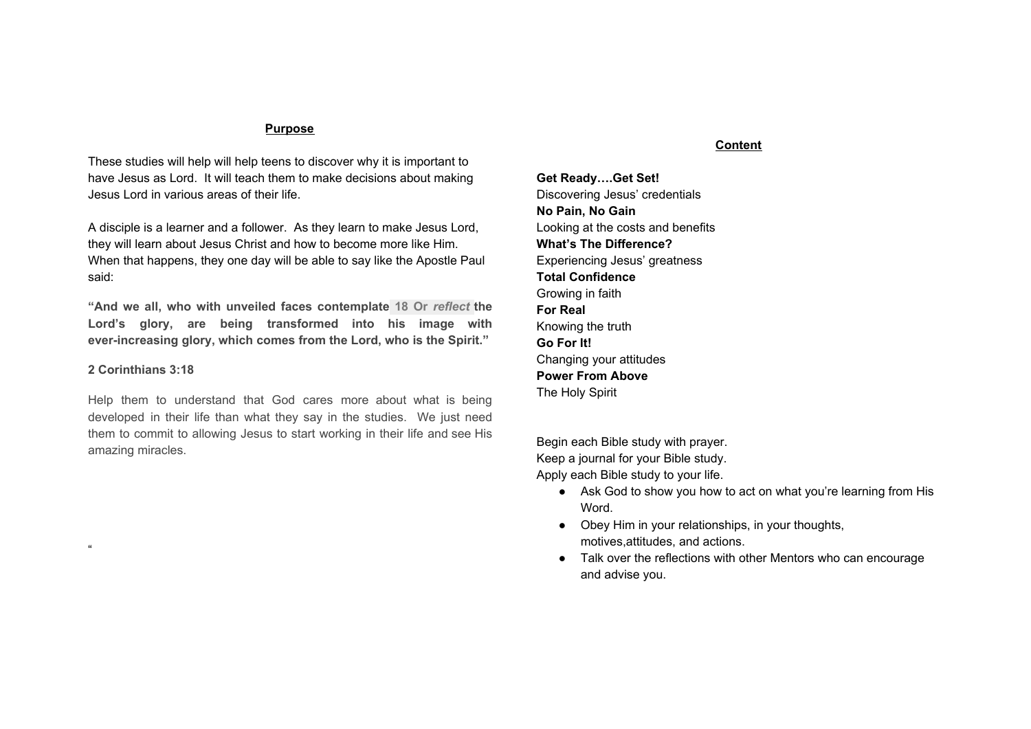## Purpose

These studies will help will help teens to discover why it is important to have Jesus as Lord. It will teach them to make decisions about making Jesus Lord in various areas of their life.

A disciple is a learner and a follower. As they learn to make Jesus Lord, they will learn about Jesus Christ and how to become more like Him. When that happens, they one day will be able to say like the Apostle Paul said:

**"And we all, who with unveiled faces contemplate 18 Or *reflect* the Lord's glory, are being transformed into his image with ever-increasing glory, which comes from the Lord, who is the Spirit."**

**2 Corinthians 3:18**

Help them to understand that God cares more about what is being developed in their life than what they say in the studies. We just need them to commit to allowing Jesus to start working in their life and see His amazing miracles.

"

## Content

**Get Ready….Get Set!**
Discovering Jesus' credentials
**No Pain, No Gain**
Looking at the costs and benefits
**What's The Difference?**
Experiencing Jesus' greatness
**Total Confidence**
Growing in faith
**For Real**
Knowing the truth
**Go For It!**
Changing your attitudes
**Power From Above**
The Holy Spirit

Begin each Bible study with prayer.
Keep a journal for your Bible study.
Apply each Bible study to your life.

- Ask God to show you how to act on what you're learning from His Word.
- Obey Him in your relationships, in your thoughts, motives,attitudes, and actions.
- Talk over the reflections with other Mentors who can encourage and advise you.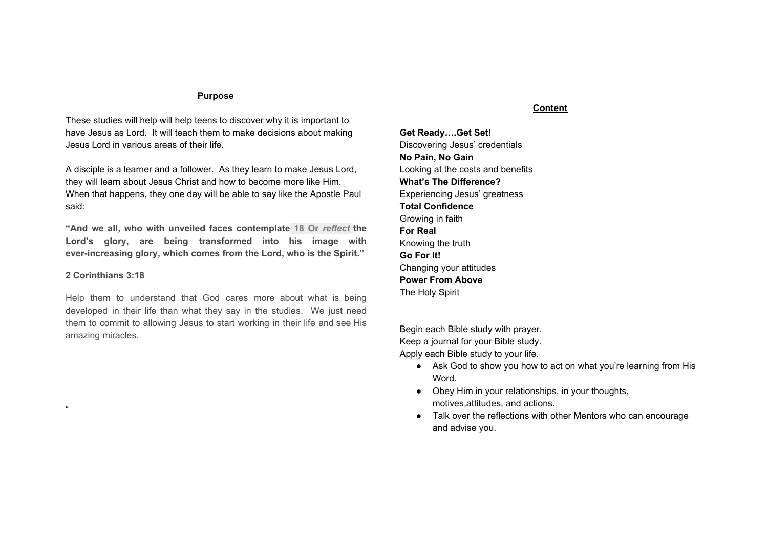## Purpose

These studies will help will help teens to discover why it is important to have Jesus as Lord. It will teach them to make decisions about making Jesus Lord in various areas of their life.

A disciple is a learner and a follower. As they learn to make Jesus Lord, they will learn about Jesus Christ and how to become more like Him. When that happens, they one day will be able to say like the Apostle Paul said:

**"And we all, who with unveiled faces contemplate 18 Or *reflect* the Lord's glory, are being transformed into his image with ever-increasing glory, which comes from the Lord, who is the Spirit."**

**2 Corinthians 3:18**

Help them to understand that God cares more about what is being developed in their life than what they say in the studies. We just need them to commit to allowing Jesus to start working in their life and see His amazing miracles.

"

## Content

**Get Ready….Get Set!**
Discovering Jesus' credentials
**No Pain, No Gain**
Looking at the costs and benefits
**What's The Difference?**
Experiencing Jesus' greatness
**Total Confidence**
Growing in faith
**For Real**
Knowing the truth
**Go For It!**
Changing your attitudes
**Power From Above**
The Holy Spirit

Begin each Bible study with prayer.
Keep a journal for your Bible study.
Apply each Bible study to your life.

- Ask God to show you how to act on what you're learning from His Word.
- Obey Him in your relationships, in your thoughts, motives,attitudes, and actions.
- Talk over the reflections with other Mentors who can encourage and advise you.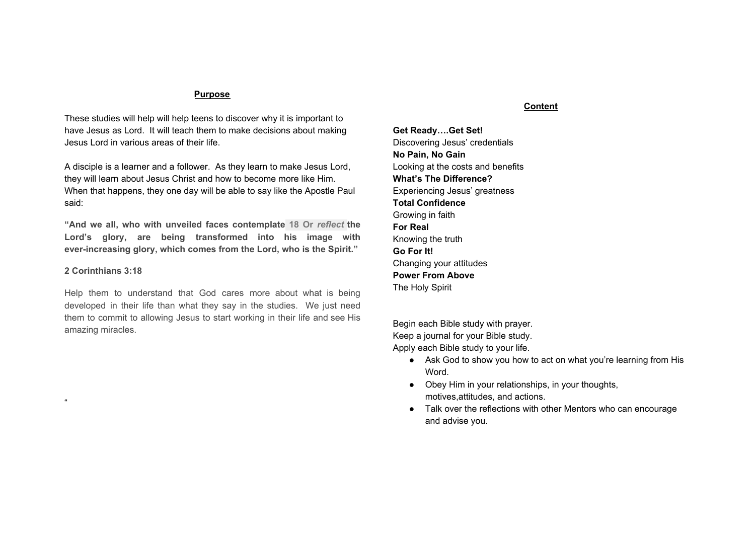## Purpose

These studies will help will help teens to discover why it is important to have Jesus as Lord. It will teach them to make decisions about making Jesus Lord in various areas of their life.

A disciple is a learner and a follower. As they learn to make Jesus Lord, they will learn about Jesus Christ and how to become more like Him. When that happens, they one day will be able to say like the Apostle Paul said:

**"And we all, who with unveiled faces contemplate 18 Or *reflect* the Lord's glory, are being transformed into his image with ever-increasing glory, which comes from the Lord, who is the Spirit."**

**2 Corinthians 3:18**

Help them to understand that God cares more about what is being developed in their life than what they say in the studies. We just need them to commit to allowing Jesus to start working in their life and see His amazing miracles.

"

## Content

**Get Ready….Get Set!**
Discovering Jesus' credentials
**No Pain, No Gain**
Looking at the costs and benefits
**What's The Difference?**
Experiencing Jesus' greatness
**Total Confidence**
Growing in faith
**For Real**
Knowing the truth
**Go For It!**
Changing your attitudes
**Power From Above**
The Holy Spirit

Begin each Bible study with prayer.
Keep a journal for your Bible study.
Apply each Bible study to your life.

- Ask God to show you how to act on what you're learning from His Word.
- Obey Him in your relationships, in your thoughts, motives,attitudes, and actions.
- Talk over the reflections with other Mentors who can encourage and advise you.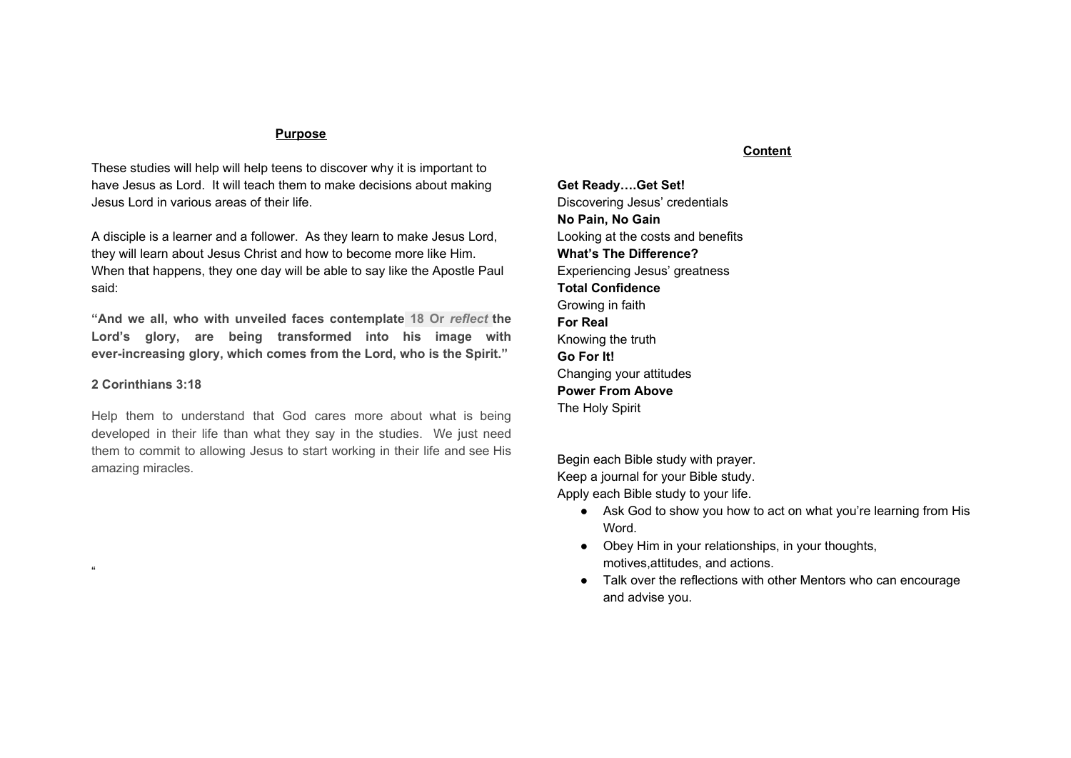## Purpose

These studies will help will help teens to discover why it is important to have Jesus as Lord. It will teach them to make decisions about making Jesus Lord in various areas of their life.

A disciple is a learner and a follower. As they learn to make Jesus Lord, they will learn about Jesus Christ and how to become more like Him. When that happens, they one day will be able to say like the Apostle Paul said:

**"And we all, who with unveiled faces contemplate 18 Or *reflect* the Lord's glory, are being transformed into his image with ever-increasing glory, which comes from the Lord, who is the Spirit."**

**2 Corinthians 3:18**

Help them to understand that God cares more about what is being developed in their life than what they say in the studies. We just need them to commit to allowing Jesus to start working in their life and see His amazing miracles.

"

## Content

**Get Ready….Get Set!**
Discovering Jesus' credentials
**No Pain, No Gain**
Looking at the costs and benefits
**What's The Difference?**
Experiencing Jesus' greatness
**Total Confidence**
Growing in faith
**For Real**
Knowing the truth
**Go For It!**
Changing your attitudes
**Power From Above**
The Holy Spirit

Begin each Bible study with prayer.
Keep a journal for your Bible study.
Apply each Bible study to your life.

- Ask God to show you how to act on what you're learning from His Word.
- Obey Him in your relationships, in your thoughts, motives,attitudes, and actions.
- Talk over the reflections with other Mentors who can encourage and advise you.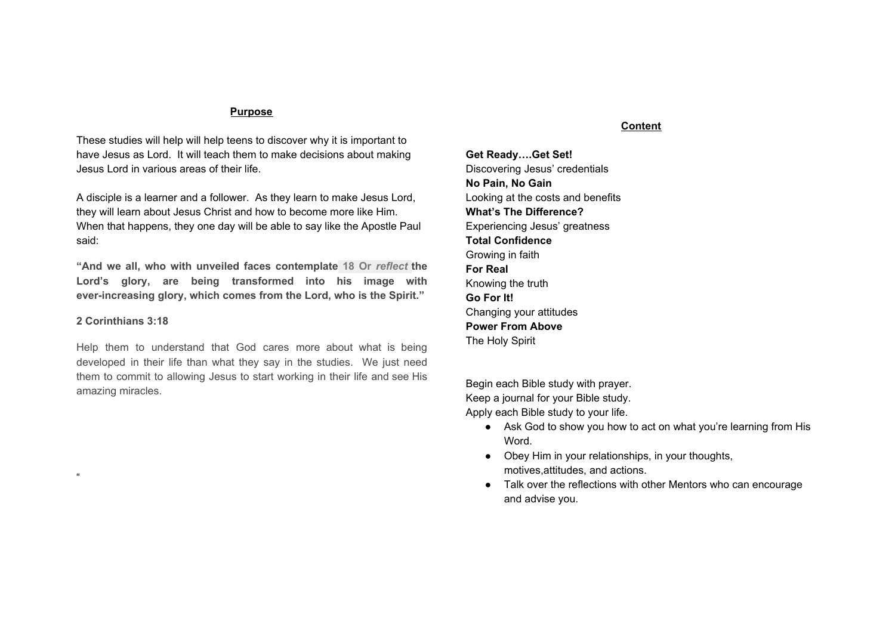## Purpose

These studies will help will help teens to discover why it is important to have Jesus as Lord. It will teach them to make decisions about making Jesus Lord in various areas of their life.

A disciple is a learner and a follower. As they learn to make Jesus Lord, they will learn about Jesus Christ and how to become more like Him. When that happens, they one day will be able to say like the Apostle Paul said:

**"And we all, who with unveiled faces contemplate 18 Or *reflect* the Lord's glory, are being transformed into his image with ever-increasing glory, which comes from the Lord, who is the Spirit."**

**2 Corinthians 3:18**

Help them to understand that God cares more about what is being developed in their life than what they say in the studies. We just need them to commit to allowing Jesus to start working in their life and see His amazing miracles.

"

## Content

**Get Ready….Get Set!**
Discovering Jesus' credentials
**No Pain, No Gain**
Looking at the costs and benefits
**What's The Difference?**
Experiencing Jesus' greatness
**Total Confidence**
Growing in faith
**For Real**
Knowing the truth
**Go For It!**
Changing your attitudes
**Power From Above**
The Holy Spirit

Begin each Bible study with prayer.
Keep a journal for your Bible study.
Apply each Bible study to your life.

- Ask God to show you how to act on what you're learning from His Word.
- Obey Him in your relationships, in your thoughts, motives,attitudes, and actions.
- Talk over the reflections with other Mentors who can encourage and advise you.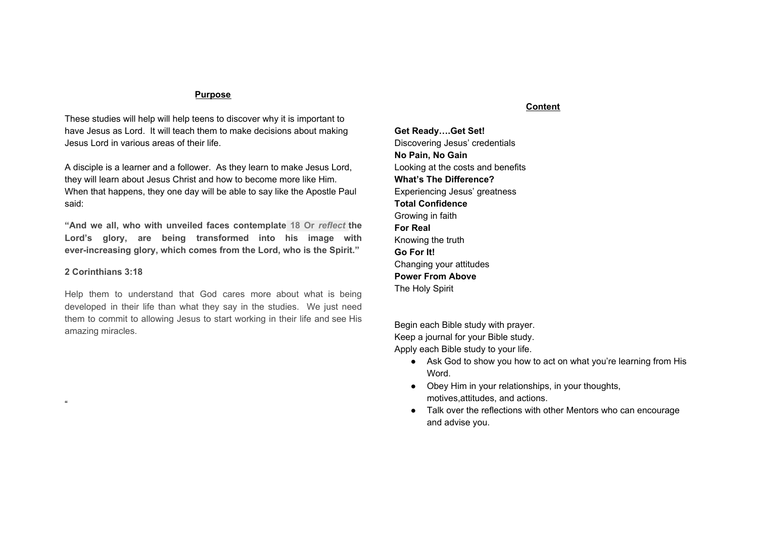## Purpose

These studies will help will help teens to discover why it is important to have Jesus as Lord. It will teach them to make decisions about making Jesus Lord in various areas of their life.

A disciple is a learner and a follower. As they learn to make Jesus Lord, they will learn about Jesus Christ and how to become more like Him. When that happens, they one day will be able to say like the Apostle Paul said:

**"And we all, who with unveiled faces contemplate 18 Or *reflect* the Lord's glory, are being transformed into his image with ever-increasing glory, which comes from the Lord, who is the Spirit."**

**2 Corinthians 3:18**

Help them to understand that God cares more about what is being developed in their life than what they say in the studies. We just need them to commit to allowing Jesus to start working in their life and see His amazing miracles.

"

## Content

**Get Ready….Get Set!**
Discovering Jesus' credentials
**No Pain, No Gain**
Looking at the costs and benefits
**What's The Difference?**
Experiencing Jesus' greatness
**Total Confidence**
Growing in faith
**For Real**
Knowing the truth
**Go For It!**
Changing your attitudes
**Power From Above**
The Holy Spirit

Begin each Bible study with prayer.
Keep a journal for your Bible study.
Apply each Bible study to your life.

- Ask God to show you how to act on what you're learning from His Word.
- Obey Him in your relationships, in your thoughts, motives,attitudes, and actions.
- Talk over the reflections with other Mentors who can encourage and advise you.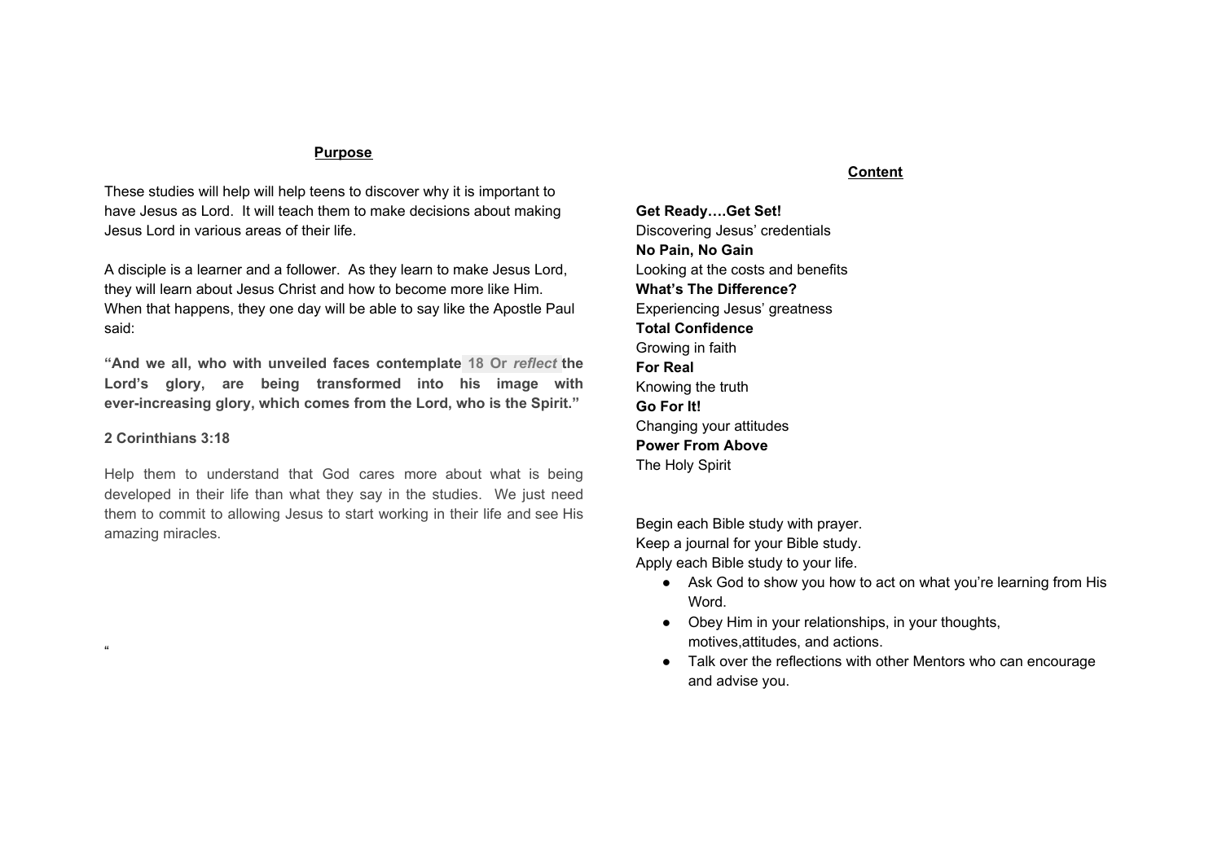## Purpose

These studies will help will help teens to discover why it is important to have Jesus as Lord. It will teach them to make decisions about making Jesus Lord in various areas of their life.

A disciple is a learner and a follower. As they learn to make Jesus Lord, they will learn about Jesus Christ and how to become more like Him. When that happens, they one day will be able to say like the Apostle Paul said:

**"And we all, who with unveiled faces contemplate 18 Or *reflect* the Lord's glory, are being transformed into his image with ever-increasing glory, which comes from the Lord, who is the Spirit."**

**2 Corinthians 3:18**

Help them to understand that God cares more about what is being developed in their life than what they say in the studies. We just need them to commit to allowing Jesus to start working in their life and see His amazing miracles.

"

## Content

**Get Ready….Get Set!**
Discovering Jesus' credentials
**No Pain, No Gain**
Looking at the costs and benefits
**What's The Difference?**
Experiencing Jesus' greatness
**Total Confidence**
Growing in faith
**For Real**
Knowing the truth
**Go For It!**
Changing your attitudes
**Power From Above**
The Holy Spirit

Begin each Bible study with prayer.
Keep a journal for your Bible study.
Apply each Bible study to your life.

- Ask God to show you how to act on what you're learning from His Word.
- Obey Him in your relationships, in your thoughts, motives,attitudes, and actions.
- Talk over the reflections with other Mentors who can encourage and advise you.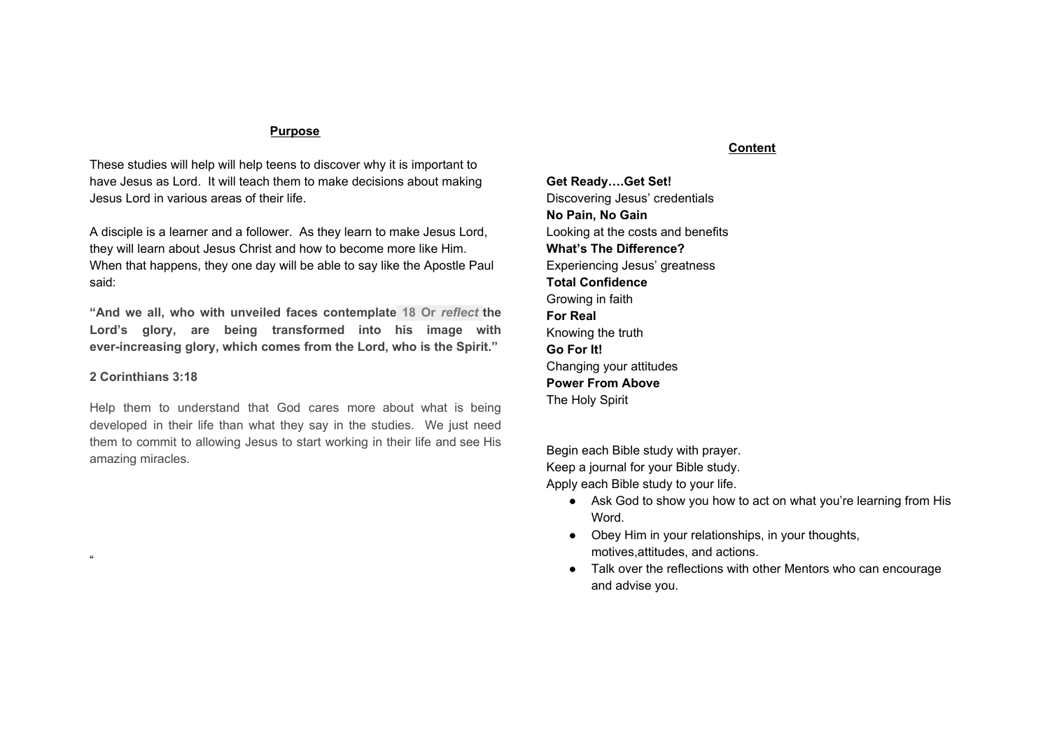## Purpose

These studies will help will help teens to discover why it is important to have Jesus as Lord. It will teach them to make decisions about making Jesus Lord in various areas of their life.

A disciple is a learner and a follower. As they learn to make Jesus Lord, they will learn about Jesus Christ and how to become more like Him. When that happens, they one day will be able to say like the Apostle Paul said:

**"And we all, who with unveiled faces contemplate 18 Or *reflect* the Lord's glory, are being transformed into his image with ever-increasing glory, which comes from the Lord, who is the Spirit."**

**2 Corinthians 3:18**

Help them to understand that God cares more about what is being developed in their life than what they say in the studies. We just need them to commit to allowing Jesus to start working in their life and see His amazing miracles.

"

## Content

**Get Ready….Get Set!**
Discovering Jesus' credentials
**No Pain, No Gain**
Looking at the costs and benefits
**What's The Difference?**
Experiencing Jesus' greatness
**Total Confidence**
Growing in faith
**For Real**
Knowing the truth
**Go For It!**
Changing your attitudes
**Power From Above**
The Holy Spirit

Begin each Bible study with prayer.
Keep a journal for your Bible study.
Apply each Bible study to your life.

- Ask God to show you how to act on what you're learning from His Word.
- Obey Him in your relationships, in your thoughts, motives,attitudes, and actions.
- Talk over the reflections with other Mentors who can encourage and advise you.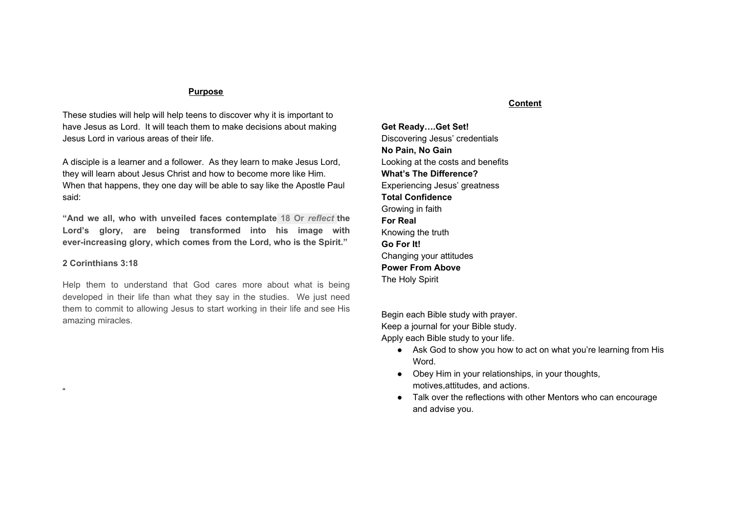## Purpose

These studies will help will help teens to discover why it is important to have Jesus as Lord. It will teach them to make decisions about making Jesus Lord in various areas of their life.

A disciple is a learner and a follower. As they learn to make Jesus Lord, they will learn about Jesus Christ and how to become more like Him. When that happens, they one day will be able to say like the Apostle Paul said:

**"And we all, who with unveiled faces contemplate 18 Or *reflect* the Lord's glory, are being transformed into his image with ever-increasing glory, which comes from the Lord, who is the Spirit."**

**2 Corinthians 3:18**

Help them to understand that God cares more about what is being developed in their life than what they say in the studies. We just need them to commit to allowing Jesus to start working in their life and see His amazing miracles.

"

## Content

**Get Ready….Get Set!**
Discovering Jesus' credentials
**No Pain, No Gain**
Looking at the costs and benefits
**What's The Difference?**
Experiencing Jesus' greatness
**Total Confidence**
Growing in faith
**For Real**
Knowing the truth
**Go For It!**
Changing your attitudes
**Power From Above**
The Holy Spirit

Begin each Bible study with prayer.
Keep a journal for your Bible study.
Apply each Bible study to your life.

- Ask God to show you how to act on what you're learning from His Word.
- Obey Him in your relationships, in your thoughts, motives,attitudes, and actions.
- Talk over the reflections with other Mentors who can encourage and advise you.